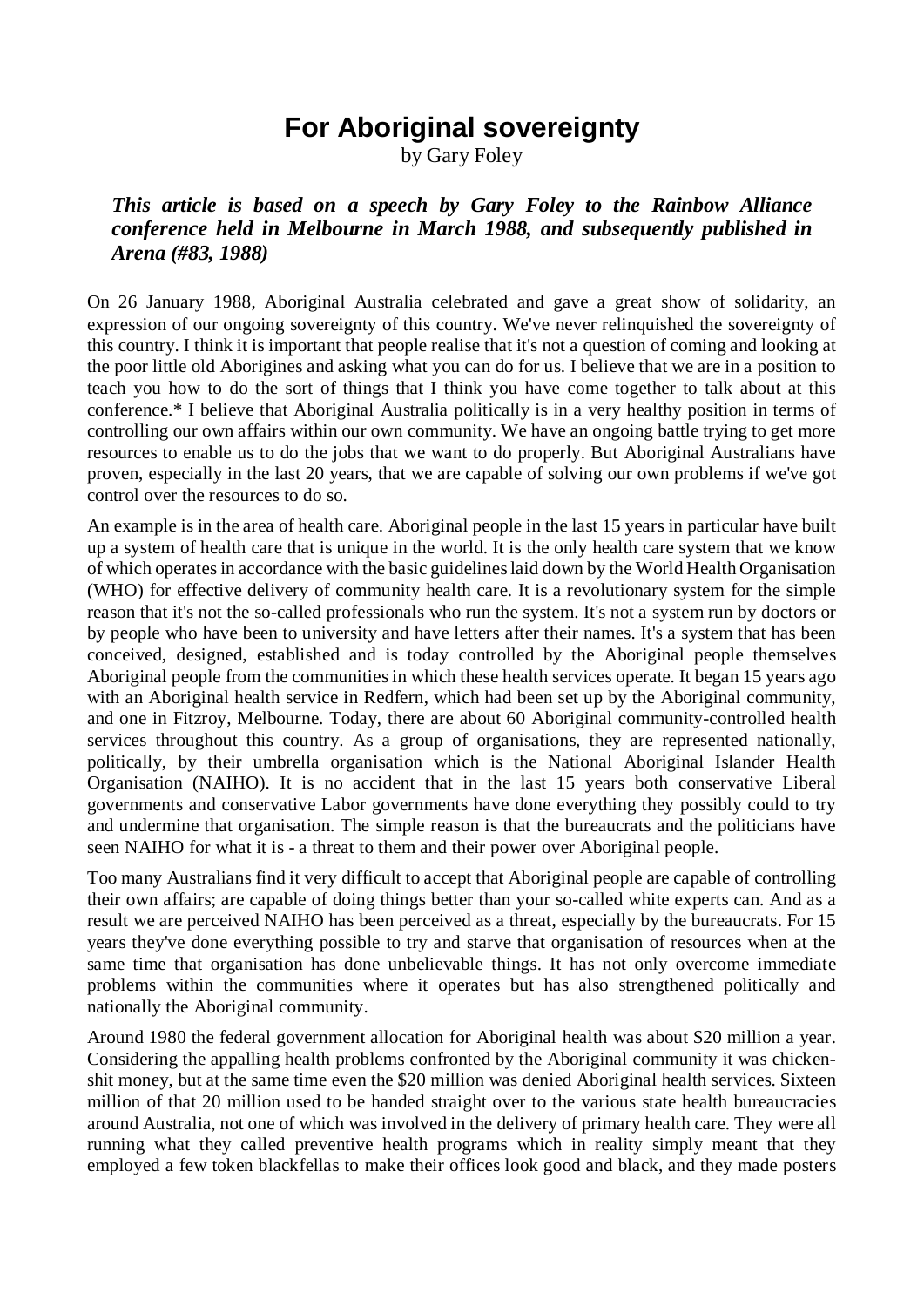# For Aboriginal sovereignty

by Gary Foley

***This article is based on a speech by Gary Foley to the Rainbow Alliance conference held in Melbourne in March 1988, and subsequently published in Arena (#83, 1988)***

On 26 January 1988, Aboriginal Australia celebrated and gave a great show of solidarity, an expression of our ongoing sovereignty of this country. We've never relinquished the sovereignty of this country. I think it is important that people realise that it's not a question of coming and looking at the poor little old Aborigines and asking what you can do for us. I believe that we are in a position to teach you how to do the sort of things that I think you have come together to talk about at this conference.* I believe that Aboriginal Australia politically is in a very healthy position in terms of controlling our own affairs within our own community. We have an ongoing battle trying to get more resources to enable us to do the jobs that we want to do properly. But Aboriginal Australians have proven, especially in the last 20 years, that we are capable of solving our own problems if we've got control over the resources to do so.

An example is in the area of health care. Aboriginal people in the last 15 years in particular have built up a system of health care that is unique in the world. It is the only health care system that we know of which operates in accordance with the basic guidelines laid down by the World Health Organisation (WHO) for effective delivery of community health care. It is a revolutionary system for the simple reason that it's not the so-called professionals who run the system. It's not a system run by doctors or by people who have been to university and have letters after their names. It's a system that has been conceived, designed, established and is today controlled by the Aboriginal people themselves Aboriginal people from the communities in which these health services operate. It began 15 years ago with an Aboriginal health service in Redfern, which had been set up by the Aboriginal community, and one in Fitzroy, Melbourne. Today, there are about 60 Aboriginal community-controlled health services throughout this country. As a group of organisations, they are represented nationally, politically, by their umbrella organisation which is the National Aboriginal Islander Health Organisation (NAIHO). It is no accident that in the last 15 years both conservative Liberal governments and conservative Labor governments have done everything they possibly could to try and undermine that organisation. The simple reason is that the bureaucrats and the politicians have seen NAIHO for what it is - a threat to them and their power over Aboriginal people.

Too many Australians find it very difficult to accept that Aboriginal people are capable of controlling their own affairs; are capable of doing things better than your so-called white experts can. And as a result we are perceived NAIHO has been perceived as a threat, especially by the bureaucrats. For 15 years they've done everything possible to try and starve that organisation of resources when at the same time that organisation has done unbelievable things. It has not only overcome immediate problems within the communities where it operates but has also strengthened politically and nationally the Aboriginal community.

Around 1980 the federal government allocation for Aboriginal health was about $20 million a year. Considering the appalling health problems confronted by the Aboriginal community it was chicken-shit money, but at the same time even the $20 million was denied Aboriginal health services. Sixteen million of that 20 million used to be handed straight over to the various state health bureaucracies around Australia, not one of which was involved in the delivery of primary health care. They were all running what they called preventive health programs which in reality simply meant that they employed a few token blackfellas to make their offices look good and black, and they made posters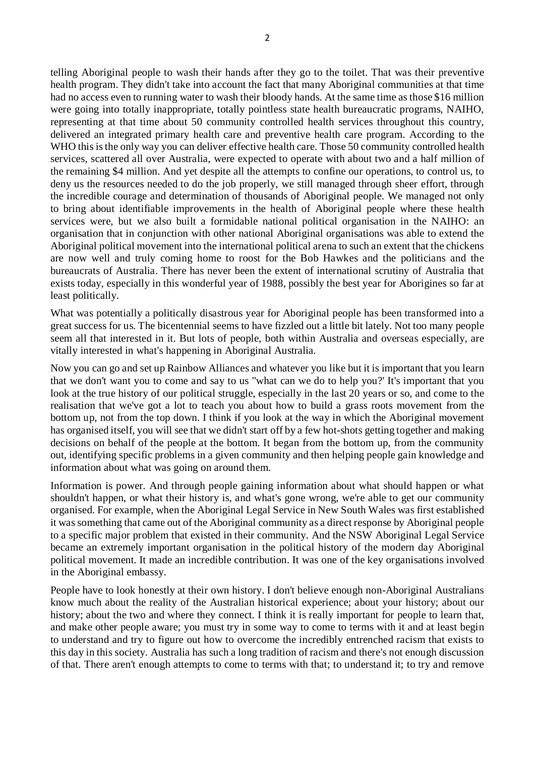telling Aboriginal people to wash their hands after they go to the toilet. That was their preventive health program. They didn't take into account the fact that many Aboriginal communities at that time had no access even to running water to wash their bloody hands. At the same time as those $16 million were going into totally inappropriate, totally pointless state health bureaucratic programs, NAIHO, representing at that time about 50 community controlled health services throughout this country, delivered an integrated primary health care and preventive health care program. According to the WHO this is the only way you can deliver effective health care. Those 50 community controlled health services, scattered all over Australia, were expected to operate with about two and a half million of the remaining $4 million. And yet despite all the attempts to confine our operations, to control us, to deny us the resources needed to do the job properly, we still managed through sheer effort, through the incredible courage and determination of thousands of Aboriginal people. We managed not only to bring about identifiable improvements in the health of Aboriginal people where these health services were, but we also built a formidable national political organisation in the NAIHO: an organisation that in conjunction with other national Aboriginal organisations was able to extend the Aboriginal political movement into the international political arena to such an extent that the chickens are now well and truly coming home to roost for the Bob Hawkes and the politicians and the bureaucrats of Australia. There has never been the extent of international scrutiny of Australia that exists today, especially in this wonderful year of 1988, possibly the best year for Aborigines so far at least politically.

What was potentially a politically disastrous year for Aboriginal people has been transformed into a great success for us. The bicentennial seems to have fizzled out a little bit lately. Not too many people seem all that interested in it. But lots of people, both within Australia and overseas especially, are vitally interested in what's happening in Aboriginal Australia.

Now you can go and set up Rainbow Alliances and whatever you like but it is important that you learn that we don't want you to come and say to us "what can we do to help you?' It's important that you look at the true history of our political struggle, especially in the last 20 years or so, and come to the realisation that we've got a lot to teach you about how to build a grass roots movement from the bottom up, not from the top down. I think if you look at the way in which the Aboriginal movement has organised itself, you will see that we didn't start off by a few hot-shots getting together and making decisions on behalf of the people at the bottom. It began from the bottom up, from the community out, identifying specific problems in a given community and then helping people gain knowledge and information about what was going on around them.

Information is power. And through people gaining information about what should happen or what shouldn't happen, or what their history is, and what's gone wrong, we're able to get our community organised. For example, when the Aboriginal Legal Service in New South Wales was first established it was something that came out of the Aboriginal community as a direct response by Aboriginal people to a specific major problem that existed in their community. And the NSW Aboriginal Legal Service became an extremely important organisation in the political history of the modern day Aboriginal political movement. It made an incredible contribution. It was one of the key organisations involved in the Aboriginal embassy.

People have to look honestly at their own history. I don't believe enough non-Aboriginal Australians know much about the reality of the Australian historical experience; about your history; about our history; about the two and where they connect. I think it is really important for people to learn that, and make other people aware; you must try in some way to come to terms with it and at least begin to understand and try to figure out how to overcome the incredibly entrenched racism that exists to this day in this society. Australia has such a long tradition of racism and there's not enough discussion of that. There aren't enough attempts to come to terms with that; to understand it; to try and remove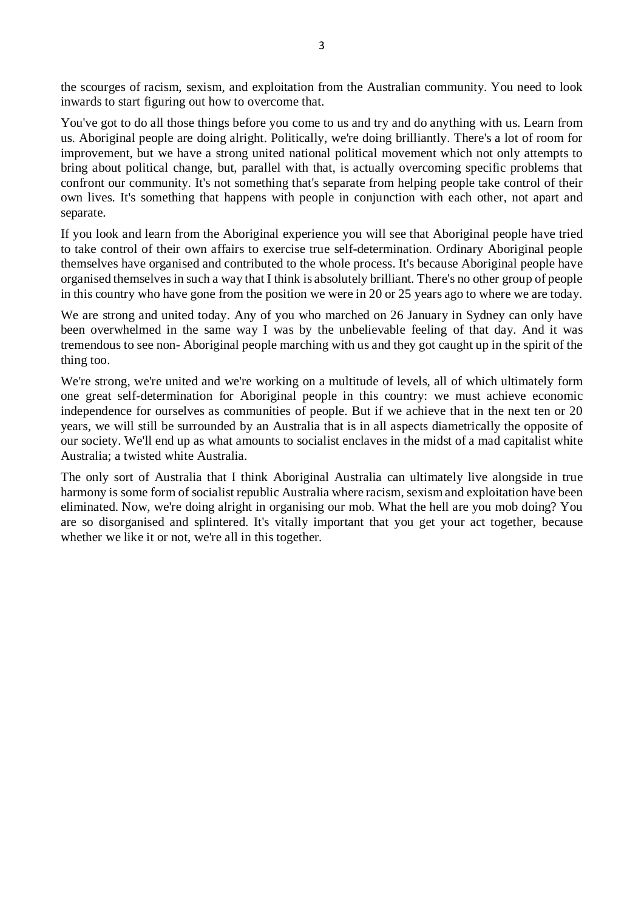the scourges of racism, sexism, and exploitation from the Australian community. You need to look inwards to start figuring out how to overcome that.

You've got to do all those things before you come to us and try and do anything with us. Learn from us. Aboriginal people are doing alright. Politically, we're doing brilliantly. There's a lot of room for improvement, but we have a strong united national political movement which not only attempts to bring about political change, but, parallel with that, is actually overcoming specific problems that confront our community. It's not something that's separate from helping people take control of their own lives. It's something that happens with people in conjunction with each other, not apart and separate.

If you look and learn from the Aboriginal experience you will see that Aboriginal people have tried to take control of their own affairs to exercise true self-determination. Ordinary Aboriginal people themselves have organised and contributed to the whole process. It's because Aboriginal people have organised themselves in such a way that I think is absolutely brilliant. There's no other group of people in this country who have gone from the position we were in 20 or 25 years ago to where we are today.

We are strong and united today. Any of you who marched on 26 January in Sydney can only have been overwhelmed in the same way I was by the unbelievable feeling of that day. And it was tremendous to see non- Aboriginal people marching with us and they got caught up in the spirit of the thing too.

We're strong, we're united and we're working on a multitude of levels, all of which ultimately form one great self-determination for Aboriginal people in this country: we must achieve economic independence for ourselves as communities of people. But if we achieve that in the next ten or 20 years, we will still be surrounded by an Australia that is in all aspects diametrically the opposite of our society. We'll end up as what amounts to socialist enclaves in the midst of a mad capitalist white Australia; a twisted white Australia.

The only sort of Australia that I think Aboriginal Australia can ultimately live alongside in true harmony is some form of socialist republic Australia where racism, sexism and exploitation have been eliminated. Now, we're doing alright in organising our mob. What the hell are you mob doing? You are so disorganised and splintered. It's vitally important that you get your act together, because whether we like it or not, we're all in this together.